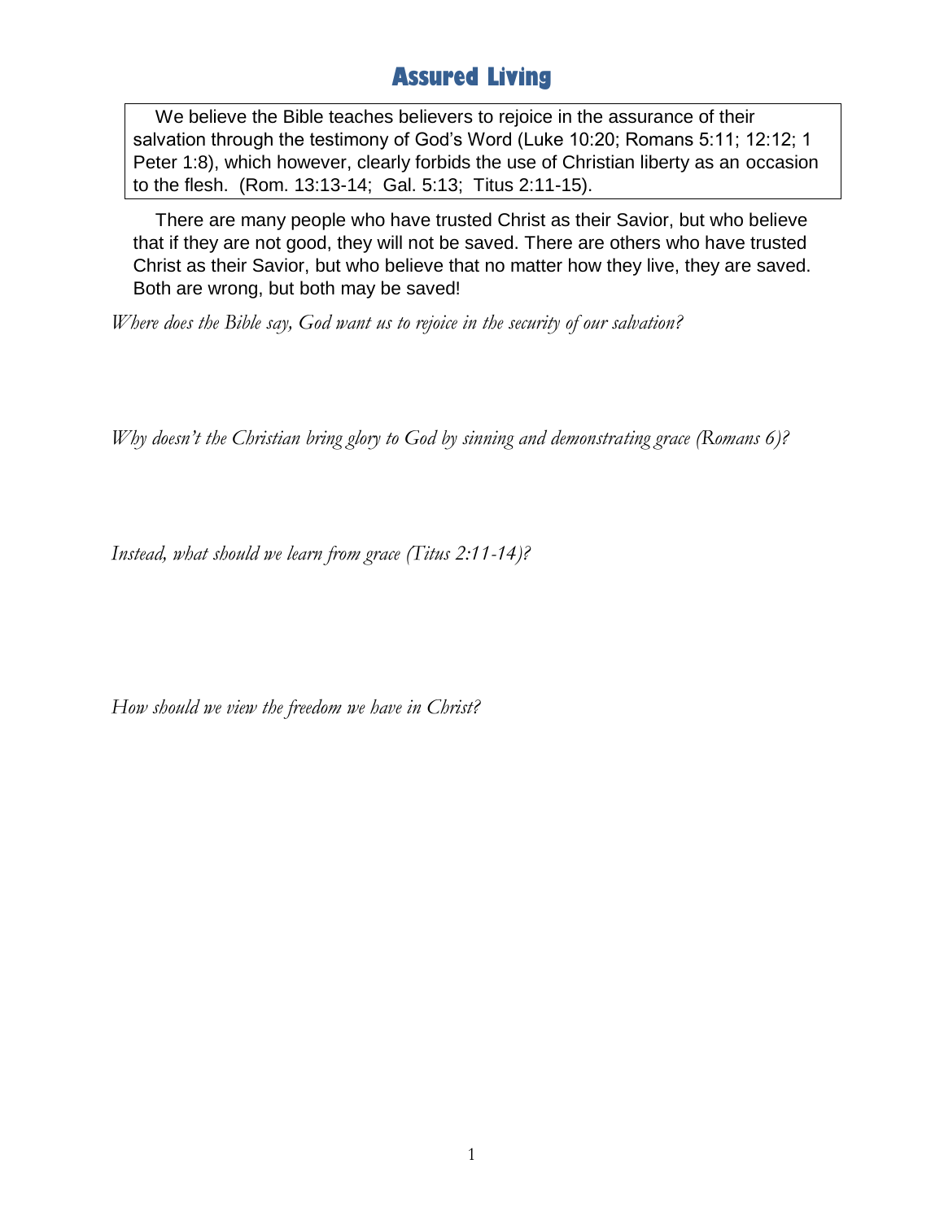# Assured Living

We believe the Bible teaches believers to rejoice in the assurance of their salvation through the testimony of God's Word (Luke 10:20; Romans 5:11; 12:12; 1 Peter 1:8), which however, clearly forbids the use of Christian liberty as an occasion to the flesh. (Rom. 13:13-14; Gal. 5:13; Titus 2:11-15).

There are many people who have trusted Christ as their Savior, but who believe that if they are not good, they will not be saved. There are others who have trusted Christ as their Savior, but who believe that no matter how they live, they are saved. Both are wrong, but both may be saved!

*Where does the Bible say, God want us to rejoice in the security of our salvation?*

*Why doesn't the Christian bring glory to God by sinning and demonstrating grace (Romans 6)?*

*Instead, what should we learn from grace (Titus 2:11-14)?*

*How should we view the freedom we have in Christ?*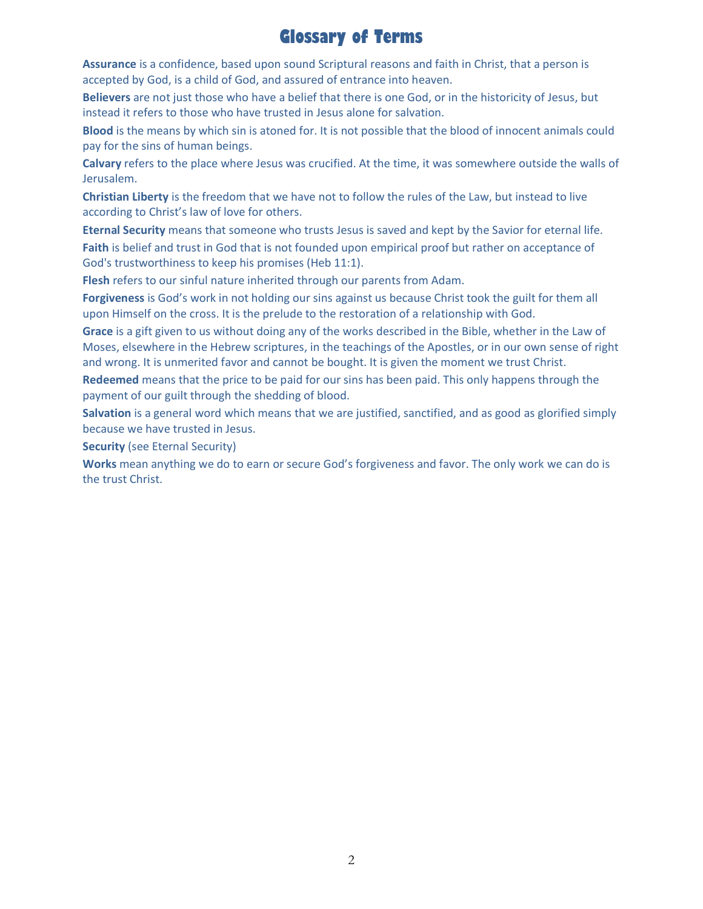# Glossary of Terms

**Assurance** is a confidence, based upon sound Scriptural reasons and faith in Christ, that a person is accepted by God, is a child of God, and assured of entrance into heaven.

**Believers** are not just those who have a belief that there is one God, or in the historicity of Jesus, but instead it refers to those who have trusted in Jesus alone for salvation.

**Blood** is the means by which sin is atoned for. It is not possible that the blood of innocent animals could pay for the sins of human beings.

**Calvary** refers to the place where Jesus was crucified. At the time, it was somewhere outside the walls of Jerusalem.

**Christian Liberty** is the freedom that we have not to follow the rules of the Law, but instead to live according to Christ's law of love for others.

**Eternal Security** means that someone who trusts Jesus is saved and kept by the Savior for eternal life.

**Faith** is belief and trust in God that is not founded upon empirical proof but rather on acceptance of God's trustworthiness to keep his promises (Heb 11:1).

**Flesh** refers to our sinful nature inherited through our parents from Adam.

**Forgiveness** is God's work in not holding our sins against us because Christ took the guilt for them all upon Himself on the cross. It is the prelude to the restoration of a relationship with God.

**Grace** is a gift given to us without doing any of the works described in the Bible, whether in the Law of Moses, elsewhere in the Hebrew scriptures, in the teachings of the Apostles, or in our own sense of right and wrong. It is unmerited favor and cannot be bought. It is given the moment we trust Christ.

**Redeemed** means that the price to be paid for our sins has been paid. This only happens through the payment of our guilt through the shedding of blood.

**Salvation** is a general word which means that we are justified, sanctified, and as good as glorified simply because we have trusted in Jesus.

**Security** (see Eternal Security)

**Works** mean anything we do to earn or secure God's forgiveness and favor. The only work we can do is the trust Christ.